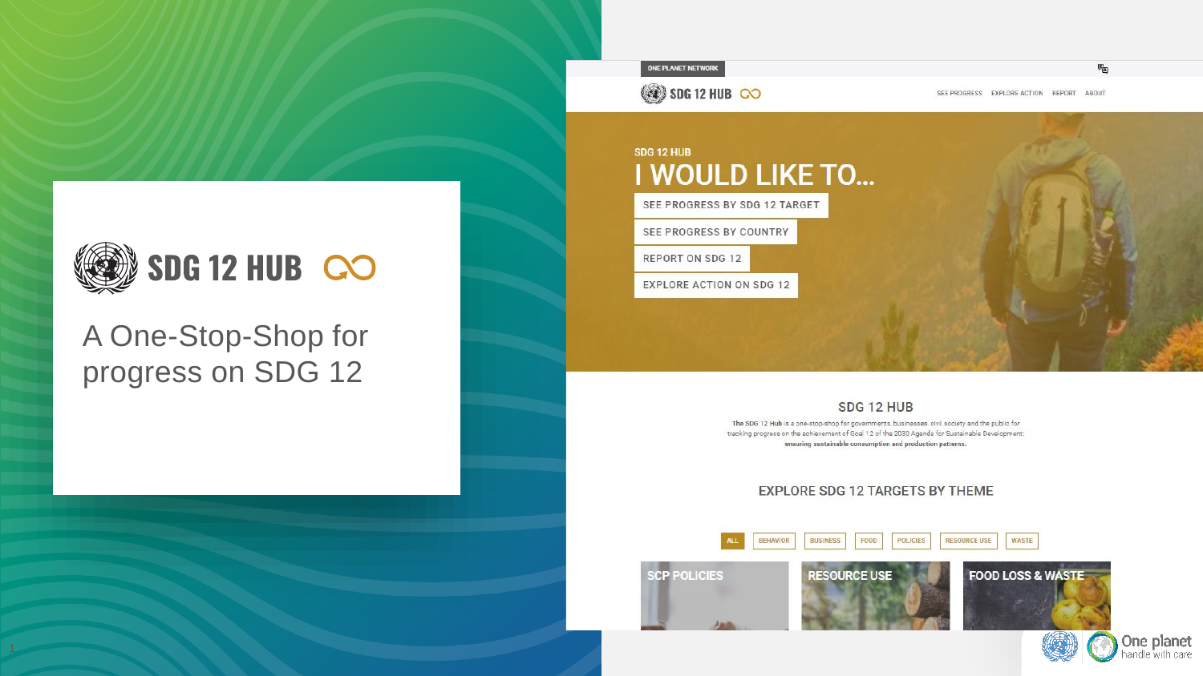# SDG 12 HUB

A One-Stop-Shop for progress on SDG 12

ONE PLANET NETWORK

SDG 12 HUB

SEE PROGRESS EXPLORE ACTION REPORT ABOUT

SDG 12 HUB

## I WOULD LIKE TO...

- SEE PROGRESS BY SDG 12 TARGET
- SEE PROGRESS BY COUNTRY
- REPORT ON SDG 12
- EXPLORE ACTION ON SDG 12

### SDG 12 HUB

The SDG 12 Hub is a one-stop-shop for governments, businesses, civil society and the public for tracking progress on the achievement of Goal 12 of the 2030 Agenda for Sustainable Development: ensuring sustainable consumption and production patterns.

### EXPLORE SDG 12 TARGETS BY THEME

ALL BEHAVIOR BUSINESS FOOD POLICIES RESOURCE USE WASTE

SCP POLICIES

RESOURCE USE

FOOD LOSS & WASTE

One planet handle with care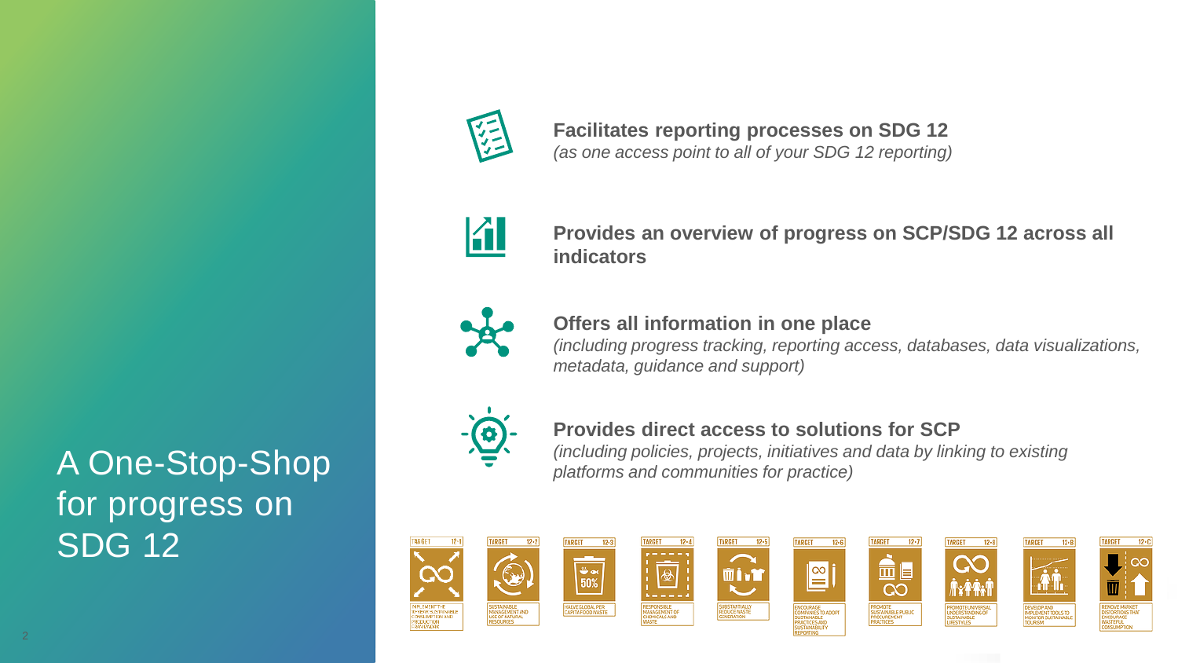# A One-Stop-Shop for progress on SDG 12

**Facilitates reporting processes on SDG 12**
*(as one access point to all of your SDG 12 reporting)*

**Provides an overview of progress on SCP/SDG 12 across all indicators**

**Offers all information in one place**
*(including progress tracking, reporting access, databases, data visualizations, metadata, guidance and support)*

**Provides direct access to solutions for SCP**
*(including policies, projects, initiatives and data by linking to existing platforms and communities for practice)*

TARGET 12.1 — IMPLEMENT THE 10-YEAR SUSTAINABLE CONSUMPTION AND PRODUCTION FRAMEWORK

TARGET 12.2 — SUSTAINABLE MANAGEMENT AND USE OF NATURAL RESOURCES

TARGET 12.3 — HALVE GLOBAL PER CAPITA FOOD WASTE

TARGET 12.4 — RESPONSIBLE MANAGEMENT OF CHEMICALS AND WASTE

TARGET 12.5 — SUBSTANTIALLY REDUCE WASTE GENERATION

TARGET 12.6 — ENCOURAGE COMPANIES TO ADOPT SUSTAINABLE PRACTICES AND SUSTAINABILITY REPORTING

TARGET 12.7 — PROMOTE SUSTAINABLE PUBLIC PROCUREMENT PRACTICES

TARGET 12.8 — PROMOTE UNIVERSAL UNDERSTANDING OF SUSTAINABLE LIFESTYLES

TARGET 12.B — DEVELOP AND IMPLEMENT TOOLS TO MONITOR SUSTAINABLE TOURISM

TARGET 12.C — REMOVE MARKET DISTORTIONS THAT ENCOURAGE WASTEFUL CONSUMPTION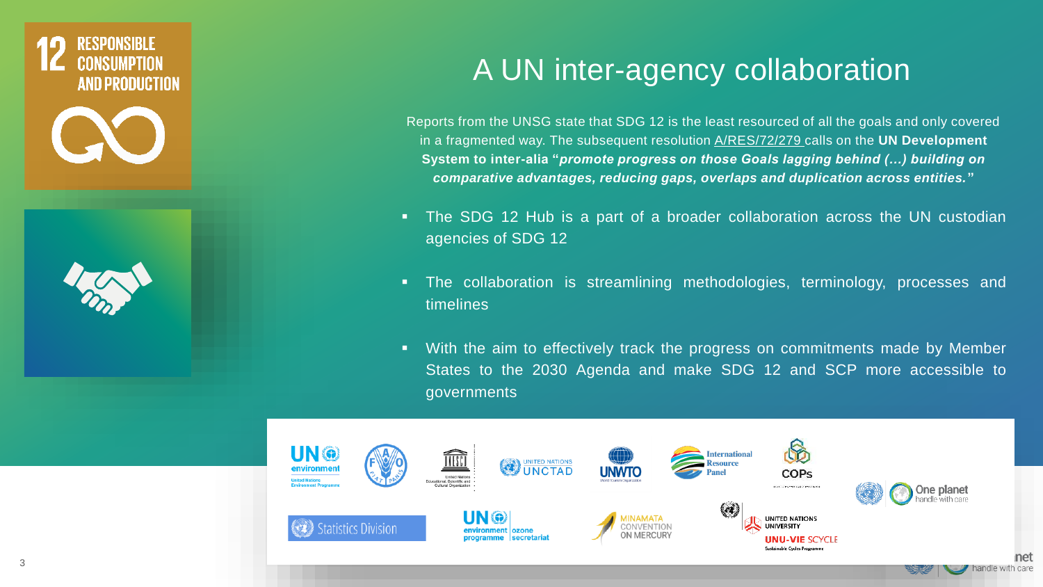# A UN inter-agency collaboration

Reports from the UNSG state that SDG 12 is the least resourced of all the goals and only covered in a fragmented way. The subsequent resolution A/RES/72/279 calls on the **UN Development System to inter-alia "*promote progress on those Goals lagging behind (…) building on comparative advantages, reducing gaps, overlaps and duplication across entities.*"**

- The SDG 12 Hub is a part of a broader collaboration across the UN custodian agencies of SDG 12
- The collaboration is streamlining methodologies, terminology, processes and timelines
- With the aim to effectively track the progress on commitments made by Member States to the 2030 Agenda and make SDG 12 and SCP more accessible to governments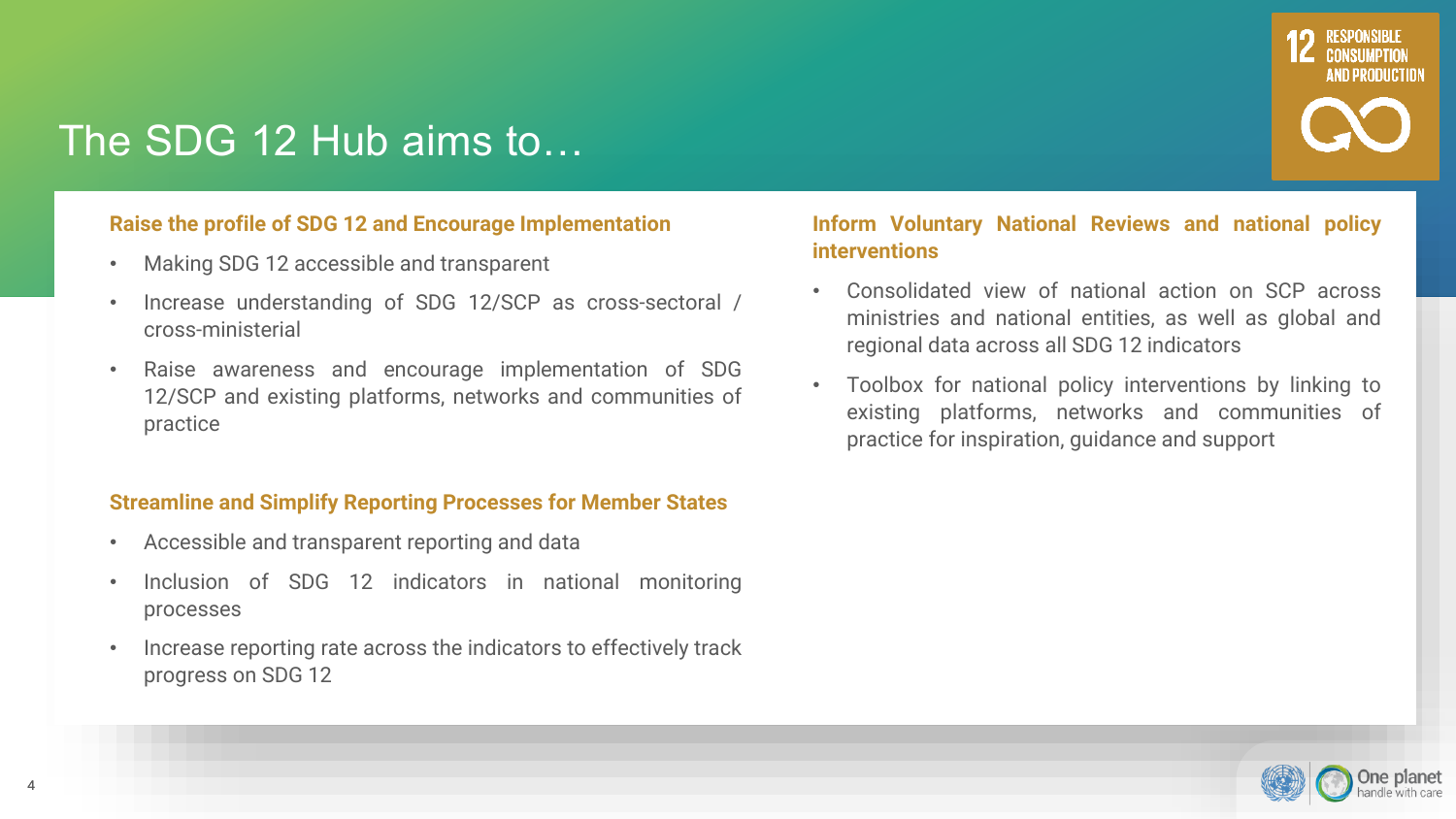# The SDG 12 Hub aims to…

### Raise the profile of SDG 12 and Encourage Implementation

- Making SDG 12 accessible and transparent
- Increase understanding of SDG 12/SCP as cross-sectoral / cross-ministerial
- Raise awareness and encourage implementation of SDG 12/SCP and existing platforms, networks and communities of practice

### Streamline and Simplify Reporting Processes for Member States

- Accessible and transparent reporting and data
- Inclusion of SDG 12 indicators in national monitoring processes
- Increase reporting rate across the indicators to effectively track progress on SDG 12

### Inform Voluntary National Reviews and national policy interventions

- Consolidated view of national action on SCP across ministries and national entities, as well as global and regional data across all SDG 12 indicators
- Toolbox for national policy interventions by linking to existing platforms, networks and communities of practice for inspiration, guidance and support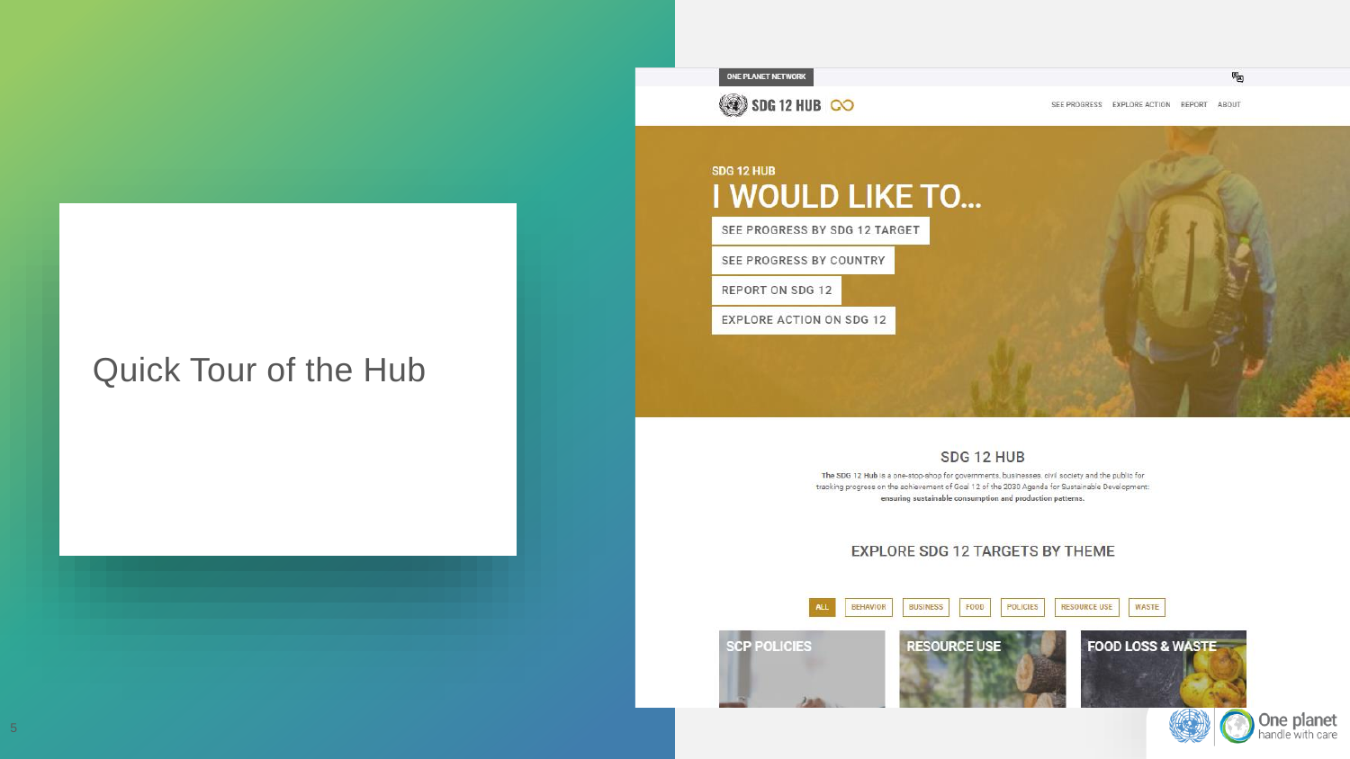# Quick Tour of the Hub

ONE PLANET NETWORK

SDG 12 HUB

SEE PROGRESS EXPLORE ACTION REPORT ABOUT

SDG 12 HUB

## I WOULD LIKE TO...

- SEE PROGRESS BY SDG 12 TARGET
- SEE PROGRESS BY COUNTRY
- REPORT ON SDG 12
- EXPLORE ACTION ON SDG 12

## SDG 12 HUB

**The SDG 12 Hub** is a one-stop-shop for governments, businesses, civil society and the public for tracking progress on the achievement of Goal 12 of the 2030 Agenda for Sustainable Development: **ensuring sustainable consumption and production patterns.**

## EXPLORE SDG 12 TARGETS BY THEME

ALL BEHAVIOR BUSINESS FOOD POLICIES RESOURCE USE WASTE

SCP POLICIES

RESOURCE USE

FOOD LOSS & WASTE

One planet handle with care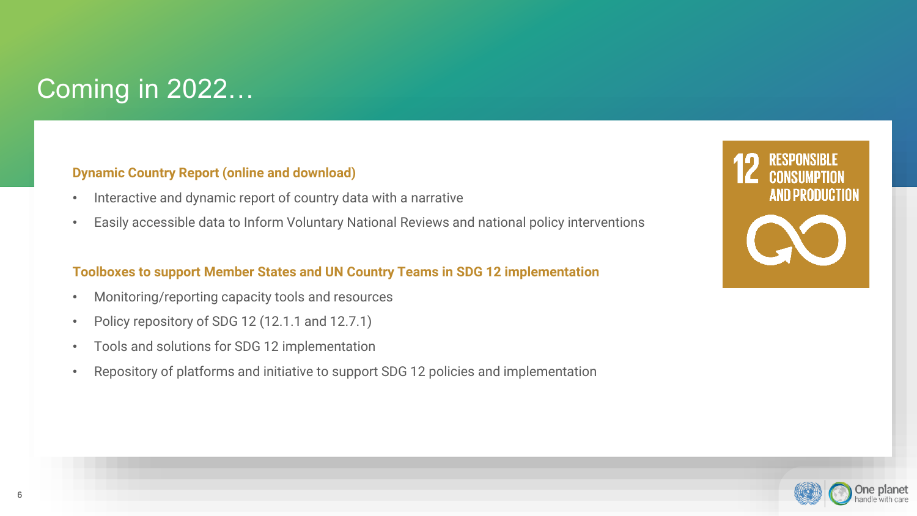# Coming in 2022…

**Dynamic Country Report (online and download)**

- Interactive and dynamic report of country data with a narrative
- Easily accessible data to Inform Voluntary National Reviews and national policy interventions

**Toolboxes to support Member States and UN Country Teams in SDG 12 implementation**

- Monitoring/reporting capacity tools and resources
- Policy repository of SDG 12 (12.1.1 and 12.7.1)
- Tools and solutions for SDG 12 implementation
- Repository of platforms and initiative to support SDG 12 policies and implementation

12 RESPONSIBLE CONSUMPTION AND PRODUCTION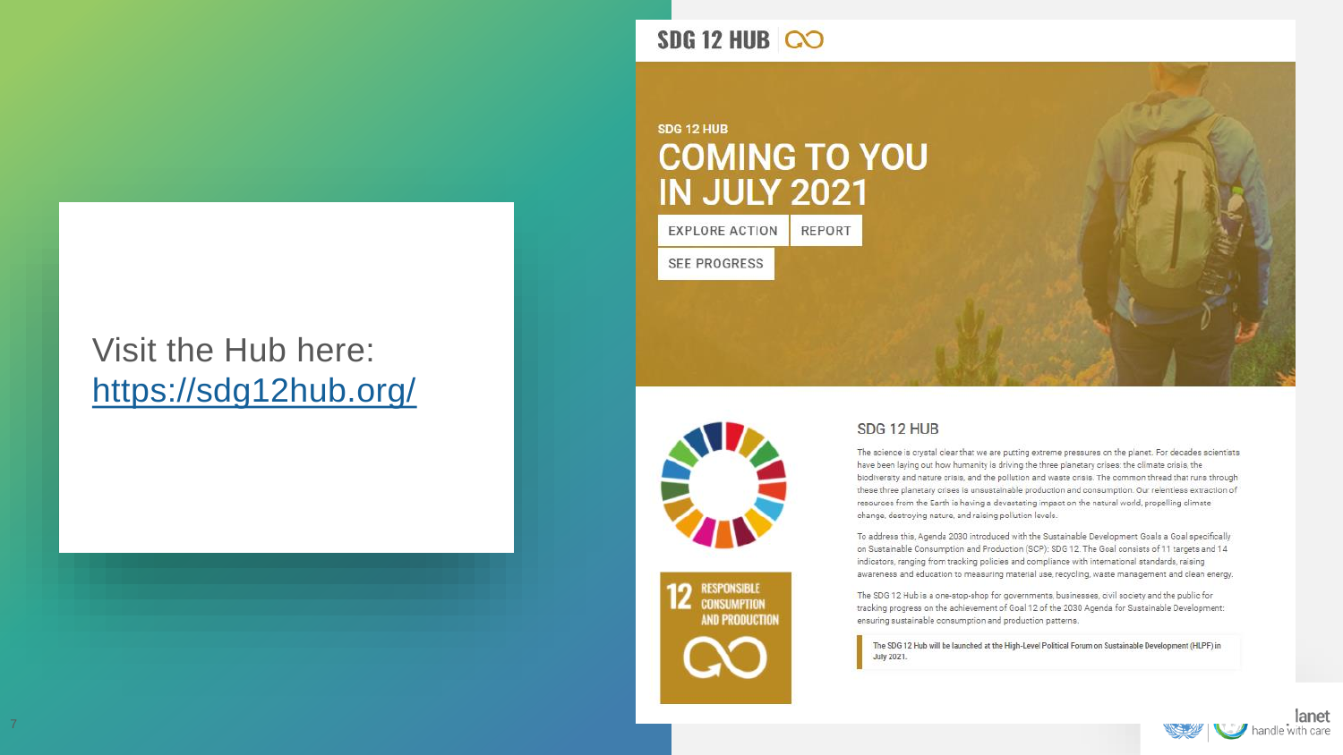Visit the Hub here: [https://sdg12hub.org/](https://sdg12hub.org/)

SDG 12 HUB

SDG 12 HUB

# COMING TO YOU IN JULY 2021

EXPLORE ACTION

REPORT

SEE PROGRESS

12 RESPONSIBLE CONSUMPTION AND PRODUCTION

## SDG 12 HUB

The science is crystal clear that we are putting extreme pressures on the planet. For decades scientists have been laying out how humanity is driving the three planetary crises: the climate crisis, the biodiversity and nature crisis, and the pollution and waste crisis. The common thread that runs through these three planetary crises is unsustainable production and consumption. Our relentless extraction of resources from the Earth is having a devastating impact on the natural world, propelling climate change, destroying nature, and raising pollution levels.

To address this, Agenda 2030 introduced with the Sustainable Development Goals a Goal specifically on Sustainable Consumption and Production (SCP): SDG 12. The Goal consists of 11 targets and 14 indicators, ranging from tracking policies and compliance with international standards, raising awareness and education to measuring material use, recycling, waste management and clean energy.

The SDG 12 Hub is a one-stop-shop for governments, businesses, civil society and the public for tracking progress on the achievement of Goal 12 of the 2030 Agenda for Sustainable Development: ensuring sustainable consumption and production patterns.

> The SDG 12 Hub will be launched at the High-Level Political Forum on Sustainable Development (HLPF) in July 2021.

lanet
handle with care